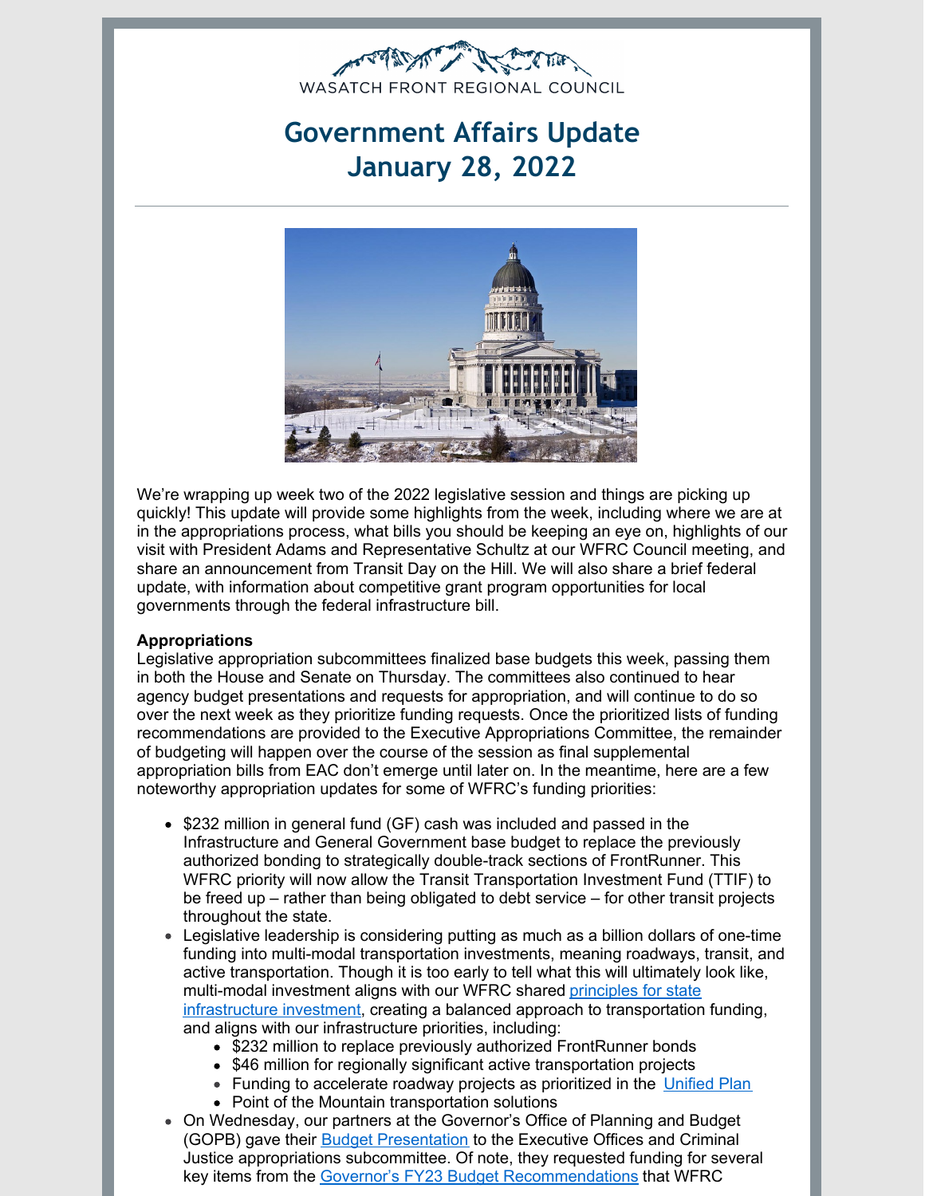WASATCH FRONT REGIONAL COUNCIL

# Government Affairs Update
# January 28, 2022

We're wrapping up week two of the 2022 legislative session and things are picking up quickly! This update will provide some highlights from the week, including where we are at in the appropriations process, what bills you should be keeping an eye on, highlights of our visit with President Adams and Representative Schultz at our WFRC Council meeting, and share an announcement from Transit Day on the Hill. We will also share a brief federal update, with information about competitive grant program opportunities for local governments through the federal infrastructure bill.

**Appropriations**

Legislative appropriation subcommittees finalized base budgets this week, passing them in both the House and Senate on Thursday. The committees also continued to hear agency budget presentations and requests for appropriation, and will continue to do so over the next week as they prioritize funding requests. Once the prioritized lists of funding recommendations are provided to the Executive Appropriations Committee, the remainder of budgeting will happen over the course of the session as final supplemental appropriation bills from EAC don't emerge until later on. In the meantime, here are a few noteworthy appropriation updates for some of WFRC's funding priorities:

- $232 million in general fund (GF) cash was included and passed in the Infrastructure and General Government base budget to replace the previously authorized bonding to strategically double-track sections of FrontRunner. This WFRC priority will now allow the Transit Transportation Investment Fund (TTIF) to be freed up – rather than being obligated to debt service – for other transit projects throughout the state.
- Legislative leadership is considering putting as much as a billion dollars of one-time funding into multi-modal transportation investments, meaning roadways, transit, and active transportation. Though it is too early to tell what this will ultimately look like, multi-modal investment aligns with our WFRC shared principles for state infrastructure investment, creating a balanced approach to transportation funding, and aligns with our infrastructure priorities, including:
    - $232 million to replace previously authorized FrontRunner bonds
    - $46 million for regionally significant active transportation projects
    - Funding to accelerate roadway projects as prioritized in the Unified Plan
    - Point of the Mountain transportation solutions
- On Wednesday, our partners at the Governor's Office of Planning and Budget (GOPB) gave their Budget Presentation to the Executive Offices and Criminal Justice appropriations subcommittee. Of note, they requested funding for several key items from the Governor's FY23 Budget Recommendations that WFRC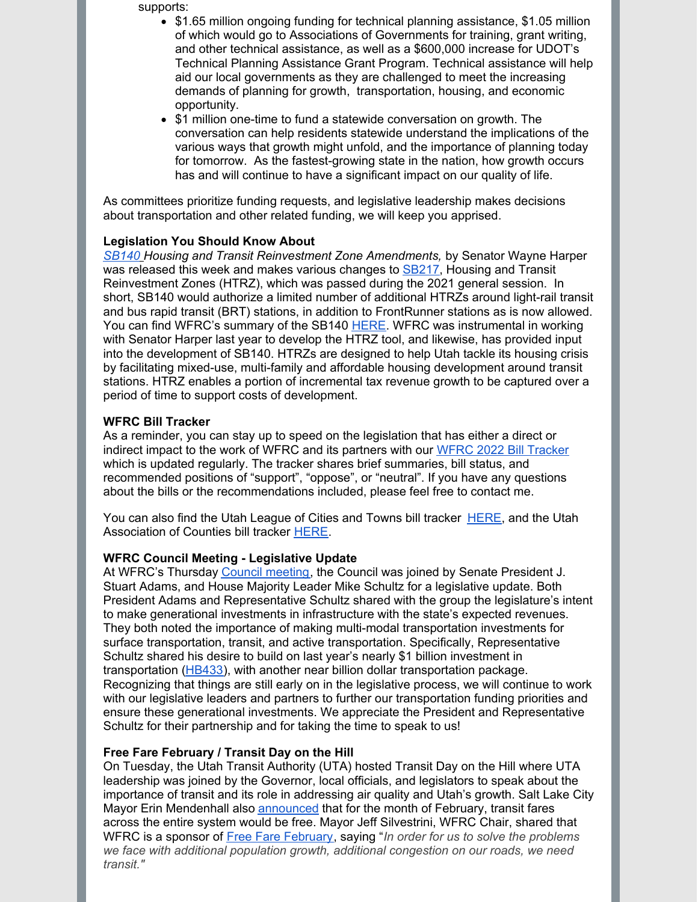supports:

- $1.65 million ongoing funding for technical planning assistance, $1.05 million of which would go to Associations of Governments for training, grant writing, and other technical assistance, as well as a $600,000 increase for UDOT's Technical Planning Assistance Grant Program. Technical assistance will help aid our local governments as they are challenged to meet the increasing demands of planning for growth, transportation, housing, and economic opportunity.
- $1 million one-time to fund a statewide conversation on growth. The conversation can help residents statewide understand the implications of the various ways that growth might unfold, and the importance of planning today for tomorrow. As the fastest-growing state in the nation, how growth occurs has and will continue to have a significant impact on our quality of life.

As committees prioritize funding requests, and legislative leadership makes decisions about transportation and other related funding, we will keep you apprised.

**Legislation You Should Know About**

*SB140 Housing and Transit Reinvestment Zone Amendments,* by Senator Wayne Harper was released this week and makes various changes to SB217, Housing and Transit Reinvestment Zones (HTRZ), which was passed during the 2021 general session. In short, SB140 would authorize a limited number of additional HTRZs around light-rail transit and bus rapid transit (BRT) stations, in addition to FrontRunner stations as is now allowed. You can find WFRC's summary of the SB140 HERE. WFRC was instrumental in working with Senator Harper last year to develop the HTRZ tool, and likewise, has provided input into the development of SB140. HTRZs are designed to help Utah tackle its housing crisis by facilitating mixed-use, multi-family and affordable housing development around transit stations. HTRZ enables a portion of incremental tax revenue growth to be captured over a period of time to support costs of development.

**WFRC Bill Tracker**

As a reminder, you can stay up to speed on the legislation that has either a direct or indirect impact to the work of WFRC and its partners with our WFRC 2022 Bill Tracker which is updated regularly. The tracker shares brief summaries, bill status, and recommended positions of "support", "oppose", or "neutral". If you have any questions about the bills or the recommendations included, please feel free to contact me.

You can also find the Utah League of Cities and Towns bill tracker HERE, and the Utah Association of Counties bill tracker HERE.

**WFRC Council Meeting - Legislative Update**

At WFRC's Thursday Council meeting, the Council was joined by Senate President J. Stuart Adams, and House Majority Leader Mike Schultz for a legislative update. Both President Adams and Representative Schultz shared with the group the legislature's intent to make generational investments in infrastructure with the state's expected revenues. They both noted the importance of making multi-modal transportation investments for surface transportation, transit, and active transportation. Specifically, Representative Schultz shared his desire to build on last year's nearly $1 billion investment in transportation (HB433), with another near billion dollar transportation package. Recognizing that things are still early on in the legislative process, we will continue to work with our legislative leaders and partners to further our transportation funding priorities and ensure these generational investments. We appreciate the President and Representative Schultz for their partnership and for taking the time to speak to us!

**Free Fare February / Transit Day on the Hill**

On Tuesday, the Utah Transit Authority (UTA) hosted Transit Day on the Hill where UTA leadership was joined by the Governor, local officials, and legislators to speak about the importance of transit and its role in addressing air quality and Utah's growth. Salt Lake City Mayor Erin Mendenhall also announced that for the month of February, transit fares across the entire system would be free. Mayor Jeff Silvestrini, WFRC Chair, shared that WFRC is a sponsor of Free Fare February, saying "*In order for us to solve the problems we face with additional population growth, additional congestion on our roads, we need transit."*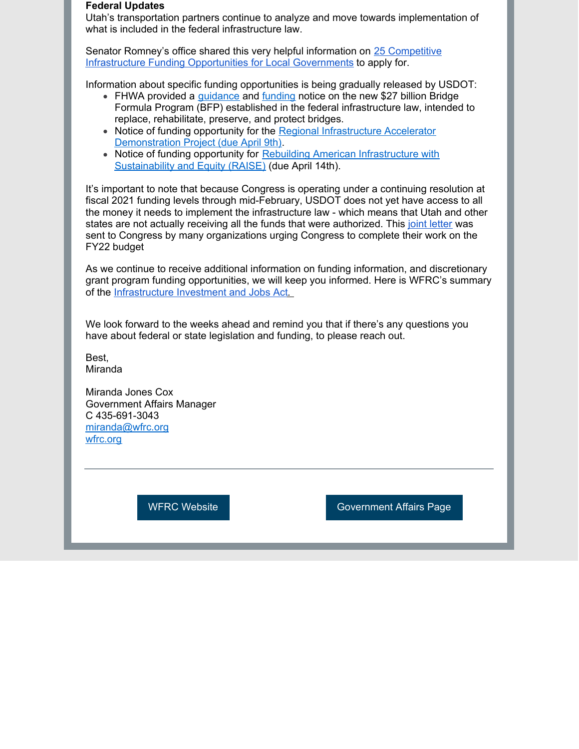**Federal Updates**

Utah's transportation partners continue to analyze and move towards implementation of what is included in the federal infrastructure law.

Senator Romney's office shared this very helpful information on 25 Competitive Infrastructure Funding Opportunities for Local Governments to apply for.

Information about specific funding opportunities is being gradually released by USDOT:

- FHWA provided a guidance and funding notice on the new $27 billion Bridge Formula Program (BFP) established in the federal infrastructure law, intended to replace, rehabilitate, preserve, and protect bridges.
- Notice of funding opportunity for the Regional Infrastructure Accelerator Demonstration Project (due April 9th).
- Notice of funding opportunity for Rebuilding American Infrastructure with Sustainability and Equity (RAISE) (due April 14th).

It's important to note that because Congress is operating under a continuing resolution at fiscal 2021 funding levels through mid-February, USDOT does not yet have access to all the money it needs to implement the infrastructure law - which means that Utah and other states are not actually receiving all the funds that were authorized. This joint letter was sent to Congress by many organizations urging Congress to complete their work on the FY22 budget

As we continue to receive additional information on funding information, and discretionary grant program funding opportunities, we will keep you informed. Here is WFRC's summary of the Infrastructure Investment and Jobs Act.

We look forward to the weeks ahead and remind you that if there's any questions you have about federal or state legislation and funding, to please reach out.

Best,
Miranda

Miranda Jones Cox
Government Affairs Manager
C 435-691-3043
miranda@wfrc.org
wfrc.org

---

WFRC Website | Government Affairs Page